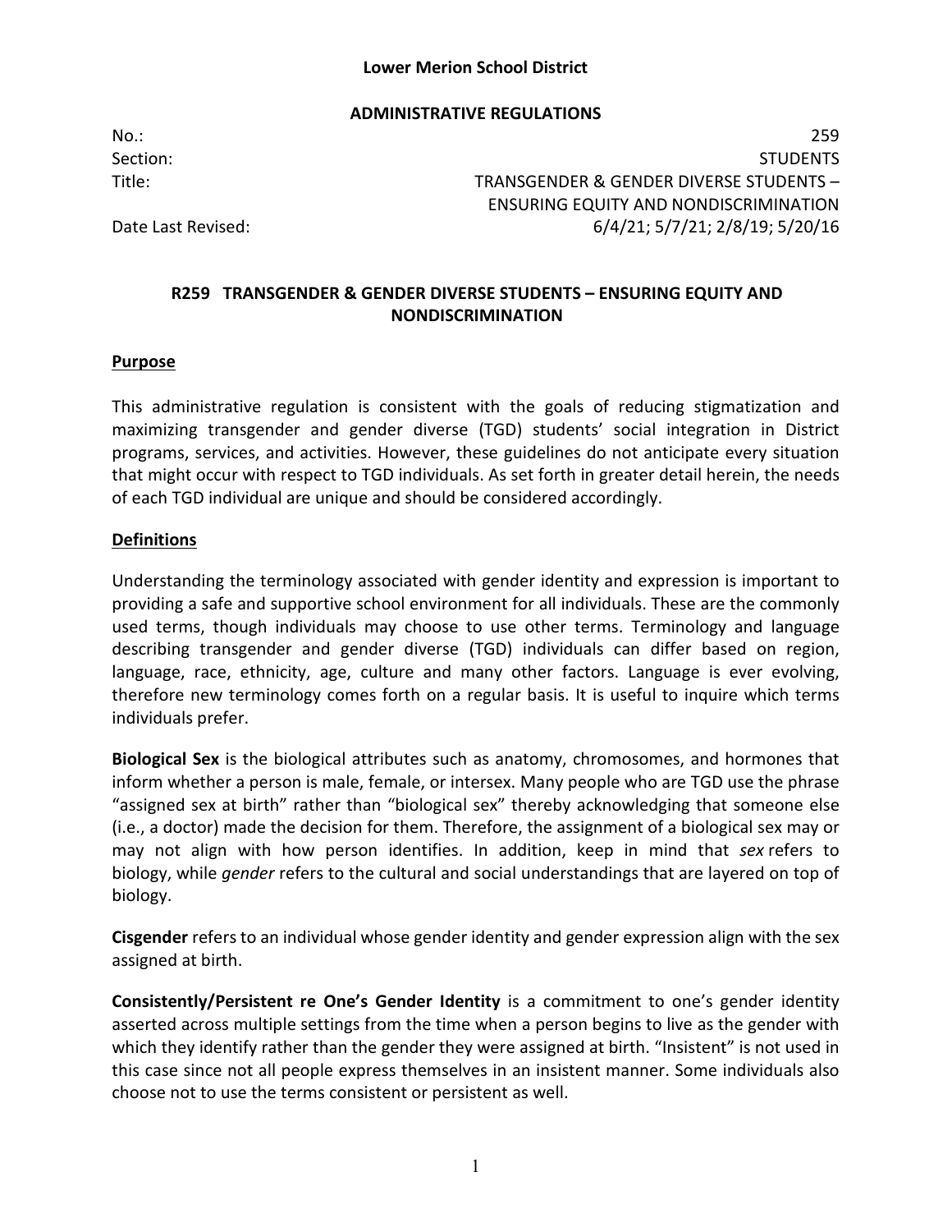**Lower Merion School District**

**ADMINISTRATIVE REGULATIONS**

| | |
|---|---|
| No.: | 259 |
| Section: | STUDENTS |
| Title: | TRANSGENDER & GENDER DIVERSE STUDENTS – ENSURING EQUITY AND NONDISCRIMINATION |
| Date Last Revised: | 6/4/21; 5/7/21; 2/8/19; 5/20/16 |

## R259 TRANSGENDER & GENDER DIVERSE STUDENTS – ENSURING EQUITY AND NONDISCRIMINATION

### Purpose

This administrative regulation is consistent with the goals of reducing stigmatization and maximizing transgender and gender diverse (TGD) students' social integration in District programs, services, and activities. However, these guidelines do not anticipate every situation that might occur with respect to TGD individuals. As set forth in greater detail herein, the needs of each TGD individual are unique and should be considered accordingly.

### Definitions

Understanding the terminology associated with gender identity and expression is important to providing a safe and supportive school environment for all individuals. These are the commonly used terms, though individuals may choose to use other terms. Terminology and language describing transgender and gender diverse (TGD) individuals can differ based on region, language, race, ethnicity, age, culture and many other factors. Language is ever evolving, therefore new terminology comes forth on a regular basis. It is useful to inquire which terms individuals prefer.

**Biological Sex** is the biological attributes such as anatomy, chromosomes, and hormones that inform whether a person is male, female, or intersex. Many people who are TGD use the phrase "assigned sex at birth" rather than "biological sex" thereby acknowledging that someone else (i.e., a doctor) made the decision for them. Therefore, the assignment of a biological sex may or may not align with how person identifies. In addition, keep in mind that *sex* refers to biology, while *gender* refers to the cultural and social understandings that are layered on top of biology.

**Cisgender** refers to an individual whose gender identity and gender expression align with the sex assigned at birth.

**Consistently/Persistent re One's Gender Identity** is a commitment to one's gender identity asserted across multiple settings from the time when a person begins to live as the gender with which they identify rather than the gender they were assigned at birth. "Insistent" is not used in this case since not all people express themselves in an insistent manner. Some individuals also choose not to use the terms consistent or persistent as well.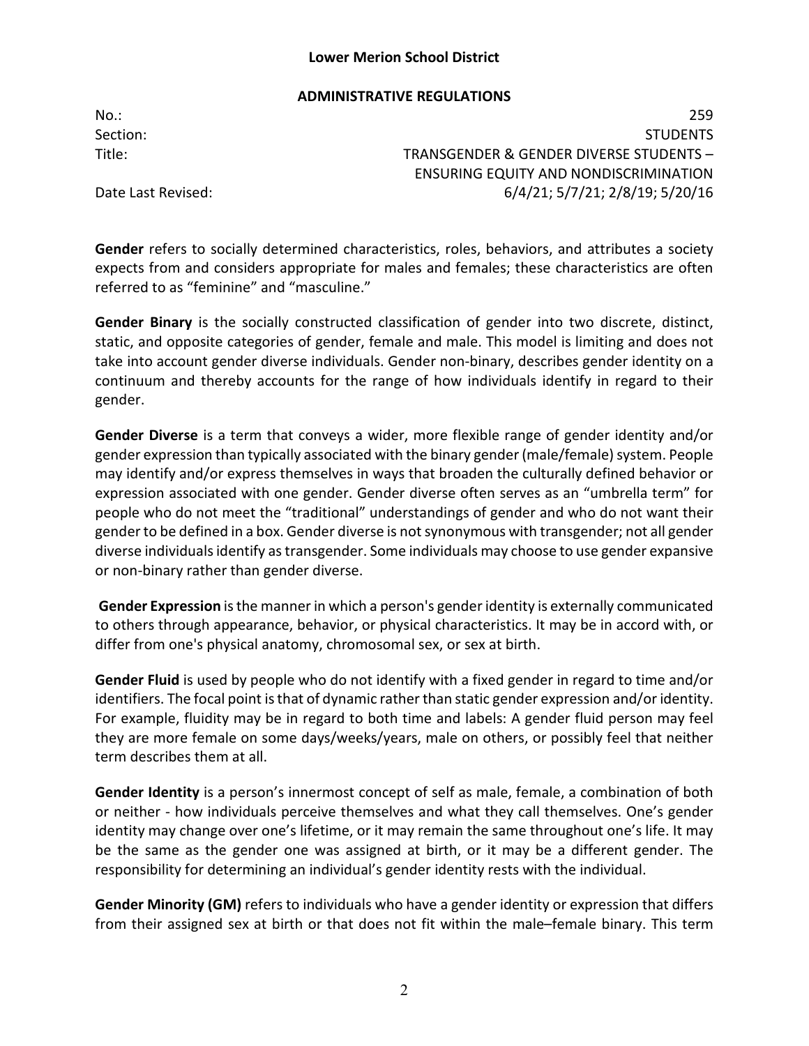**Lower Merion School District**

**ADMINISTRATIVE REGULATIONS**

| | |
|---|---|
| No.: | 259 |
| Section: | STUDENTS |
| Title: | TRANSGENDER & GENDER DIVERSE STUDENTS – ENSURING EQUITY AND NONDISCRIMINATION |
| Date Last Revised: | 6/4/21; 5/7/21; 2/8/19; 5/20/16 |

**Gender** refers to socially determined characteristics, roles, behaviors, and attributes a society expects from and considers appropriate for males and females; these characteristics are often referred to as "feminine" and "masculine."

**Gender Binary** is the socially constructed classification of gender into two discrete, distinct, static, and opposite categories of gender, female and male. This model is limiting and does not take into account gender diverse individuals. Gender non-binary, describes gender identity on a continuum and thereby accounts for the range of how individuals identify in regard to their gender.

**Gender Diverse** is a term that conveys a wider, more flexible range of gender identity and/or gender expression than typically associated with the binary gender (male/female) system. People may identify and/or express themselves in ways that broaden the culturally defined behavior or expression associated with one gender. Gender diverse often serves as an "umbrella term" for people who do not meet the "traditional" understandings of gender and who do not want their gender to be defined in a box. Gender diverse is not synonymous with transgender; not all gender diverse individuals identify as transgender. Some individuals may choose to use gender expansive or non-binary rather than gender diverse.

**Gender Expression** is the manner in which a person's gender identity is externally communicated to others through appearance, behavior, or physical characteristics. It may be in accord with, or differ from one's physical anatomy, chromosomal sex, or sex at birth.

**Gender Fluid** is used by people who do not identify with a fixed gender in regard to time and/or identifiers. The focal point is that of dynamic rather than static gender expression and/or identity. For example, fluidity may be in regard to both time and labels: A gender fluid person may feel they are more female on some days/weeks/years, male on others, or possibly feel that neither term describes them at all.

**Gender Identity** is a person's innermost concept of self as male, female, a combination of both or neither - how individuals perceive themselves and what they call themselves. One's gender identity may change over one's lifetime, or it may remain the same throughout one's life. It may be the same as the gender one was assigned at birth, or it may be a different gender. The responsibility for determining an individual's gender identity rests with the individual.

**Gender Minority (GM)** refers to individuals who have a gender identity or expression that differs from their assigned sex at birth or that does not fit within the male–female binary. This term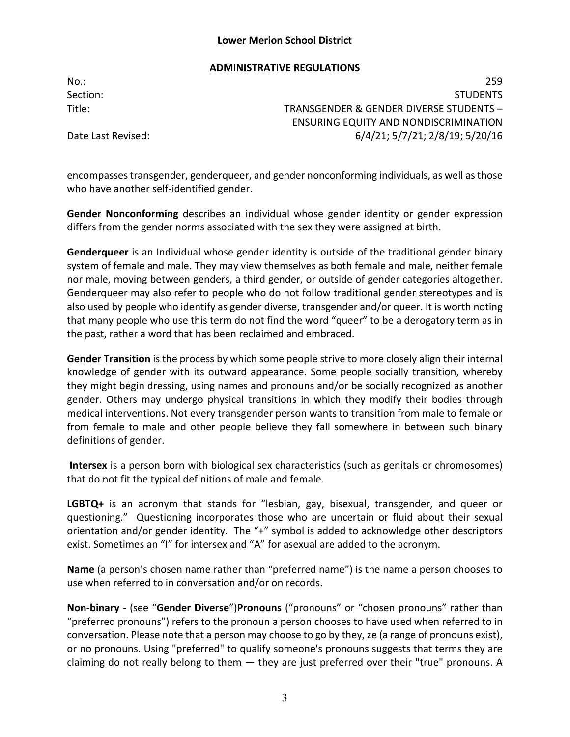encompasses transgender, genderqueer, and gender nonconforming individuals, as well as those who have another self-identified gender.

**Gender Nonconforming** describes an individual whose gender identity or gender expression differs from the gender norms associated with the sex they were assigned at birth.

**Genderqueer** is an Individual whose gender identity is outside of the traditional gender binary system of female and male. They may view themselves as both female and male, neither female nor male, moving between genders, a third gender, or outside of gender categories altogether. Genderqueer may also refer to people who do not follow traditional gender stereotypes and is also used by people who identify as gender diverse, transgender and/or queer. It is worth noting that many people who use this term do not find the word "queer" to be a derogatory term as in the past, rather a word that has been reclaimed and embraced.

**Gender Transition** is the process by which some people strive to more closely align their internal knowledge of gender with its outward appearance. Some people socially transition, whereby they might begin dressing, using names and pronouns and/or be socially recognized as another gender. Others may undergo physical transitions in which they modify their bodies through medical interventions. Not every transgender person wants to transition from male to female or from female to male and other people believe they fall somewhere in between such binary definitions of gender.

**Intersex** is a person born with biological sex characteristics (such as genitals or chromosomes) that do not fit the typical definitions of male and female.

**LGBTQ+** is an acronym that stands for "lesbian, gay, bisexual, transgender, and queer or questioning." Questioning incorporates those who are uncertain or fluid about their sexual orientation and/or gender identity. The "+" symbol is added to acknowledge other descriptors exist. Sometimes an "I" for intersex and "A" for asexual are added to the acronym.

**Name** (a person's chosen name rather than "preferred name") is the name a person chooses to use when referred to in conversation and/or on records.

**Non-binary** - (see "**Gender Diverse**")**Pronouns** ("pronouns" or "chosen pronouns" rather than "preferred pronouns") refers to the pronoun a person chooses to have used when referred to in conversation. Please note that a person may choose to go by they, ze (a range of pronouns exist), or no pronouns. Using "preferred" to qualify someone's pronouns suggests that terms they are claiming do not really belong to them — they are just preferred over their "true" pronouns. A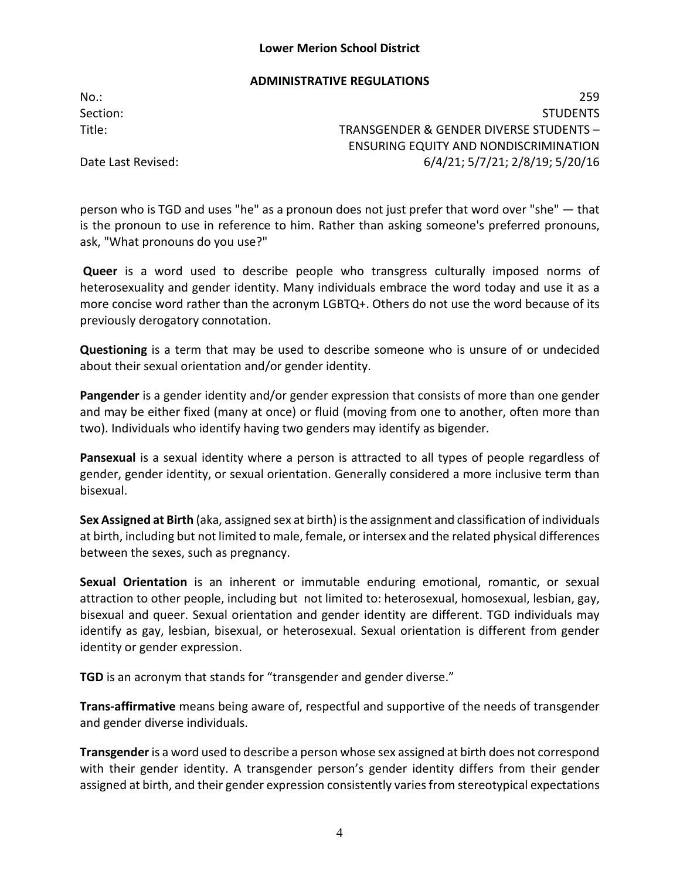person who is TGD and uses "he" as a pronoun does not just prefer that word over "she" — that is the pronoun to use in reference to him. Rather than asking someone's preferred pronouns, ask, "What pronouns do you use?"

**Queer** is a word used to describe people who transgress culturally imposed norms of heterosexuality and gender identity. Many individuals embrace the word today and use it as a more concise word rather than the acronym LGBTQ+. Others do not use the word because of its previously derogatory connotation.

**Questioning** is a term that may be used to describe someone who is unsure of or undecided about their sexual orientation and/or gender identity.

**Pangender** is a gender identity and/or gender expression that consists of more than one gender and may be either fixed (many at once) or fluid (moving from one to another, often more than two). Individuals who identify having two genders may identify as bigender.

**Pansexual** is a sexual identity where a person is attracted to all types of people regardless of gender, gender identity, or sexual orientation. Generally considered a more inclusive term than bisexual.

**Sex Assigned at Birth** (aka, assigned sex at birth) is the assignment and classification of individuals at birth, including but not limited to male, female, or intersex and the related physical differences between the sexes, such as pregnancy.

**Sexual Orientation** is an inherent or immutable enduring emotional, romantic, or sexual attraction to other people, including but not limited to: heterosexual, homosexual, lesbian, gay, bisexual and queer. Sexual orientation and gender identity are different. TGD individuals may identify as gay, lesbian, bisexual, or heterosexual. Sexual orientation is different from gender identity or gender expression.

**TGD** is an acronym that stands for "transgender and gender diverse."

**Trans-affirmative** means being aware of, respectful and supportive of the needs of transgender and gender diverse individuals.

**Transgender** is a word used to describe a person whose sex assigned at birth does not correspond with their gender identity. A transgender person's gender identity differs from their gender assigned at birth, and their gender expression consistently varies from stereotypical expectations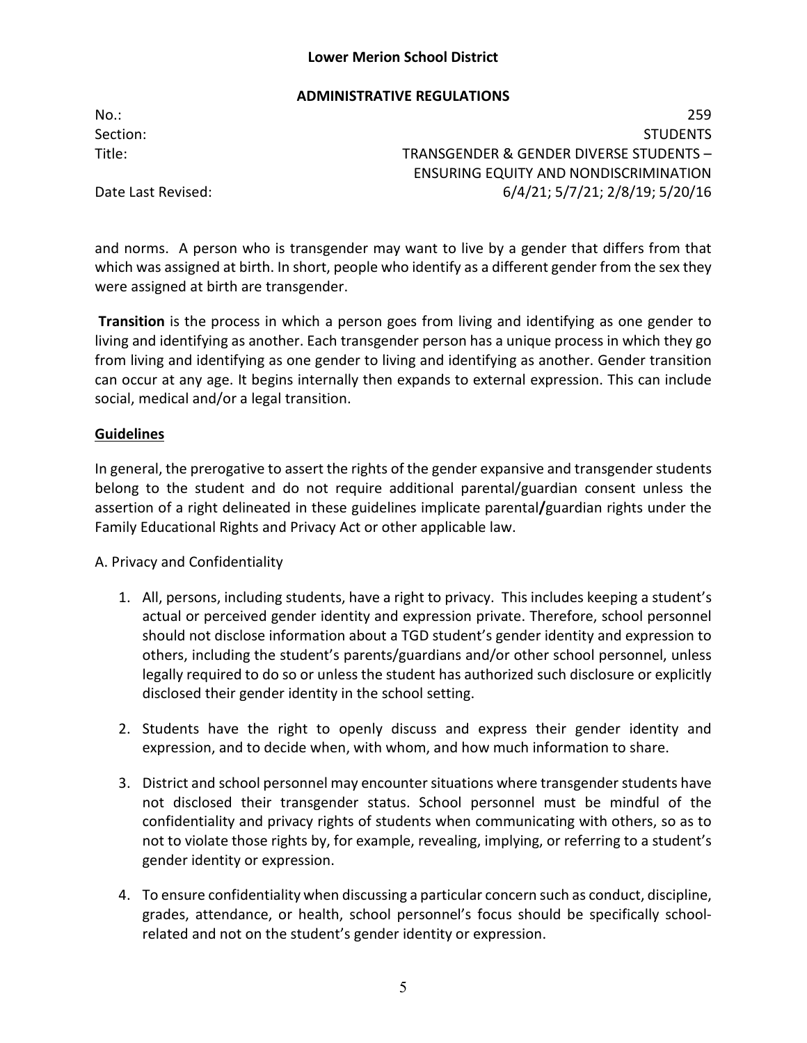and norms. A person who is transgender may want to live by a gender that differs from that which was assigned at birth. In short, people who identify as a different gender from the sex they were assigned at birth are transgender.

**Transition** is the process in which a person goes from living and identifying as one gender to living and identifying as another. Each transgender person has a unique process in which they go from living and identifying as one gender to living and identifying as another. Gender transition can occur at any age. It begins internally then expands to external expression. This can include social, medical and/or a legal transition.

## Guidelines

In general, the prerogative to assert the rights of the gender expansive and transgender students belong to the student and do not require additional parental/guardian consent unless the assertion of a right delineated in these guidelines implicate parental**/**guardian rights under the Family Educational Rights and Privacy Act or other applicable law.

A. Privacy and Confidentiality

1. All, persons, including students, have a right to privacy. This includes keeping a student's actual or perceived gender identity and expression private. Therefore, school personnel should not disclose information about a TGD student's gender identity and expression to others, including the student's parents/guardians and/or other school personnel, unless legally required to do so or unless the student has authorized such disclosure or explicitly disclosed their gender identity in the school setting.

2. Students have the right to openly discuss and express their gender identity and expression, and to decide when, with whom, and how much information to share.

3. District and school personnel may encounter situations where transgender students have not disclosed their transgender status. School personnel must be mindful of the confidentiality and privacy rights of students when communicating with others, so as to not to violate those rights by, for example, revealing, implying, or referring to a student's gender identity or expression.

4. To ensure confidentiality when discussing a particular concern such as conduct, discipline, grades, attendance, or health, school personnel's focus should be specifically school-related and not on the student's gender identity or expression.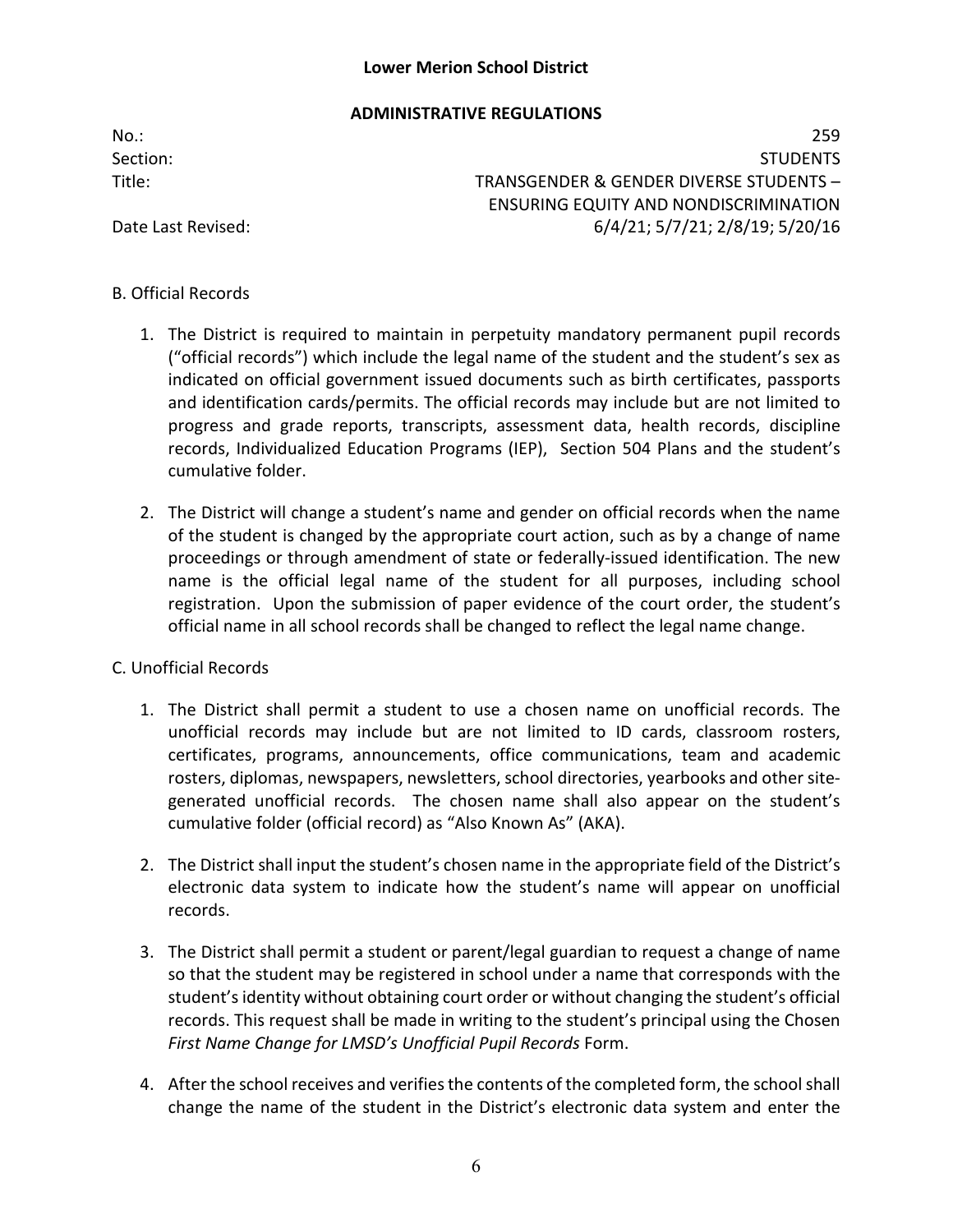B. Official Records

1. The District is required to maintain in perpetuity mandatory permanent pupil records ("official records") which include the legal name of the student and the student's sex as indicated on official government issued documents such as birth certificates, passports and identification cards/permits. The official records may include but are not limited to progress and grade reports, transcripts, assessment data, health records, discipline records, Individualized Education Programs (IEP), Section 504 Plans and the student's cumulative folder.

2. The District will change a student's name and gender on official records when the name of the student is changed by the appropriate court action, such as by a change of name proceedings or through amendment of state or federally-issued identification. The new name is the official legal name of the student for all purposes, including school registration. Upon the submission of paper evidence of the court order, the student's official name in all school records shall be changed to reflect the legal name change.

C. Unofficial Records

1. The District shall permit a student to use a chosen name on unofficial records. The unofficial records may include but are not limited to ID cards, classroom rosters, certificates, programs, announcements, office communications, team and academic rosters, diplomas, newspapers, newsletters, school directories, yearbooks and other site-generated unofficial records. The chosen name shall also appear on the student's cumulative folder (official record) as "Also Known As" (AKA).

2. The District shall input the student's chosen name in the appropriate field of the District's electronic data system to indicate how the student's name will appear on unofficial records.

3. The District shall permit a student or parent/legal guardian to request a change of name so that the student may be registered in school under a name that corresponds with the student's identity without obtaining court order or without changing the student's official records. This request shall be made in writing to the student's principal using the Chosen *First Name Change for LMSD's Unofficial Pupil Records* Form.

4. After the school receives and verifies the contents of the completed form, the school shall change the name of the student in the District's electronic data system and enter the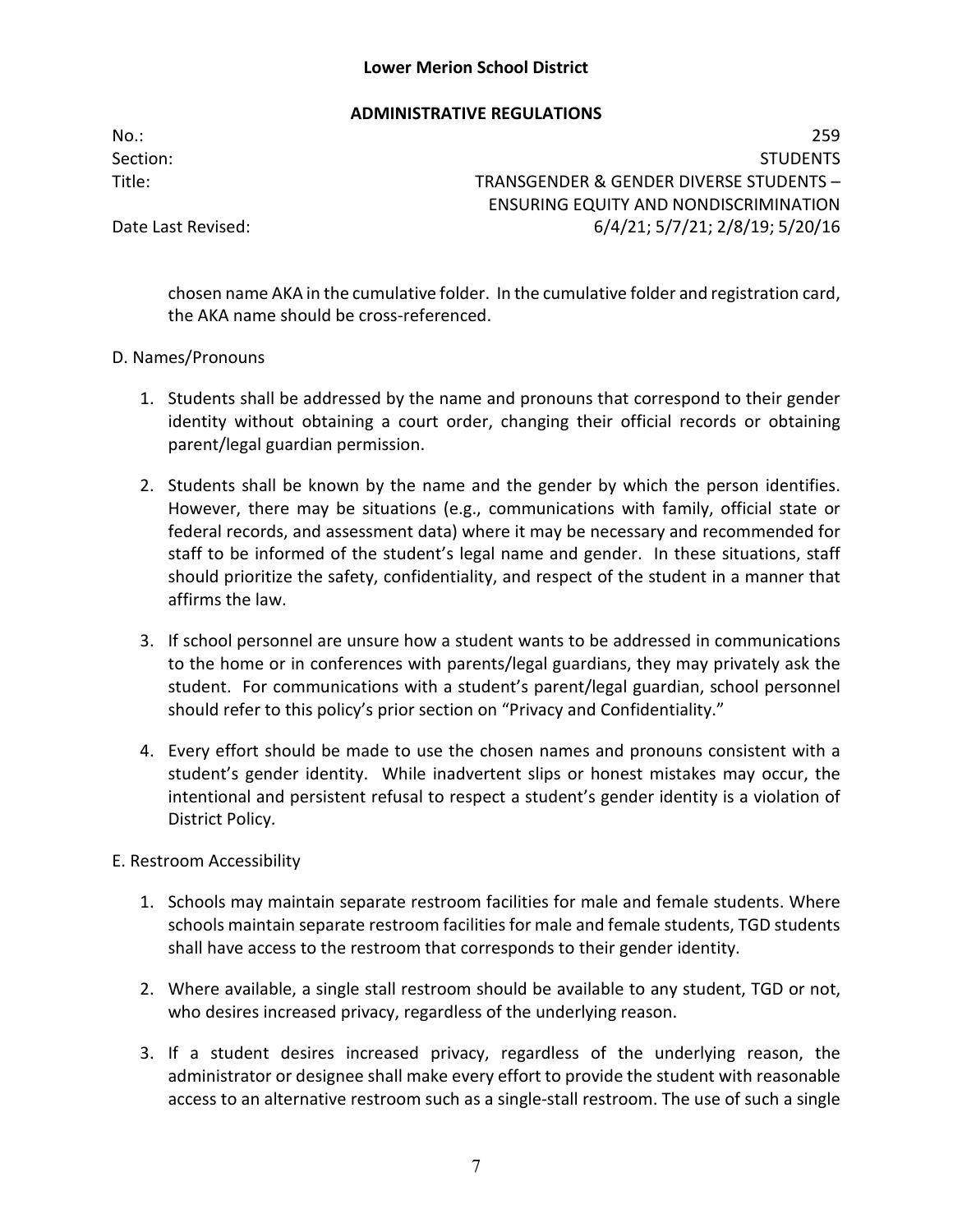chosen name AKA in the cumulative folder. In the cumulative folder and registration card, the AKA name should be cross-referenced.

D. Names/Pronouns

1. Students shall be addressed by the name and pronouns that correspond to their gender identity without obtaining a court order, changing their official records or obtaining parent/legal guardian permission.

2. Students shall be known by the name and the gender by which the person identifies. However, there may be situations (e.g., communications with family, official state or federal records, and assessment data) where it may be necessary and recommended for staff to be informed of the student's legal name and gender. In these situations, staff should prioritize the safety, confidentiality, and respect of the student in a manner that affirms the law.

3. If school personnel are unsure how a student wants to be addressed in communications to the home or in conferences with parents/legal guardians, they may privately ask the student. For communications with a student's parent/legal guardian, school personnel should refer to this policy's prior section on "Privacy and Confidentiality."

4. Every effort should be made to use the chosen names and pronouns consistent with a student's gender identity. While inadvertent slips or honest mistakes may occur, the intentional and persistent refusal to respect a student's gender identity is a violation of District Policy.

E. Restroom Accessibility

1. Schools may maintain separate restroom facilities for male and female students. Where schools maintain separate restroom facilities for male and female students, TGD students shall have access to the restroom that corresponds to their gender identity.

2. Where available, a single stall restroom should be available to any student, TGD or not, who desires increased privacy, regardless of the underlying reason.

3. If a student desires increased privacy, regardless of the underlying reason, the administrator or designee shall make every effort to provide the student with reasonable access to an alternative restroom such as a single-stall restroom. The use of such a single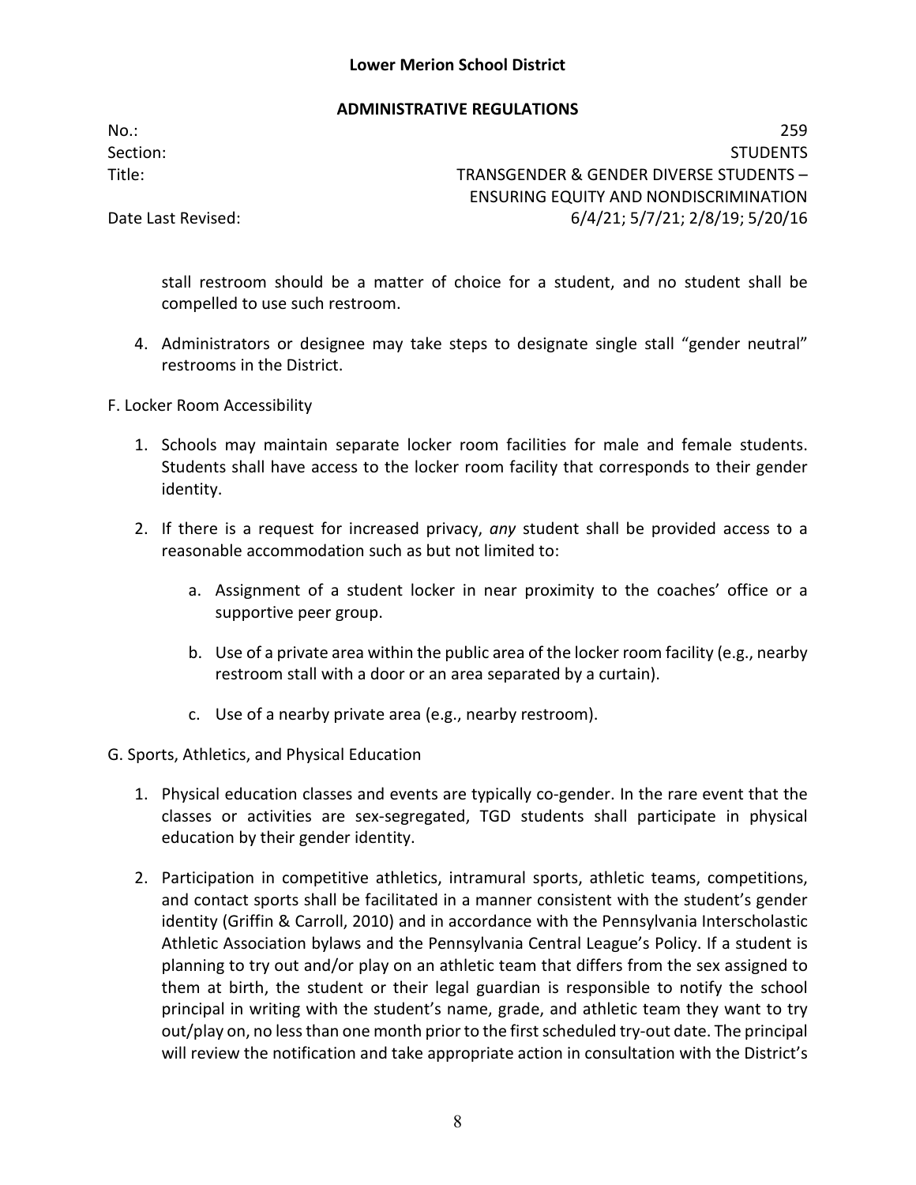stall restroom should be a matter of choice for a student, and no student shall be compelled to use such restroom.

4. Administrators or designee may take steps to designate single stall "gender neutral" restrooms in the District.

F. Locker Room Accessibility

1. Schools may maintain separate locker room facilities for male and female students. Students shall have access to the locker room facility that corresponds to their gender identity.

2. If there is a request for increased privacy, *any* student shall be provided access to a reasonable accommodation such as but not limited to:

    a. Assignment of a student locker in near proximity to the coaches' office or a supportive peer group.

    b. Use of a private area within the public area of the locker room facility (e.g., nearby restroom stall with a door or an area separated by a curtain).

    c. Use of a nearby private area (e.g., nearby restroom).

G. Sports, Athletics, and Physical Education

1. Physical education classes and events are typically co-gender. In the rare event that the classes or activities are sex-segregated, TGD students shall participate in physical education by their gender identity.

2. Participation in competitive athletics, intramural sports, athletic teams, competitions, and contact sports shall be facilitated in a manner consistent with the student's gender identity (Griffin & Carroll, 2010) and in accordance with the Pennsylvania Interscholastic Athletic Association bylaws and the Pennsylvania Central League's Policy. If a student is planning to try out and/or play on an athletic team that differs from the sex assigned to them at birth, the student or their legal guardian is responsible to notify the school principal in writing with the student's name, grade, and athletic team they want to try out/play on, no less than one month prior to the first scheduled try-out date. The principal will review the notification and take appropriate action in consultation with the District's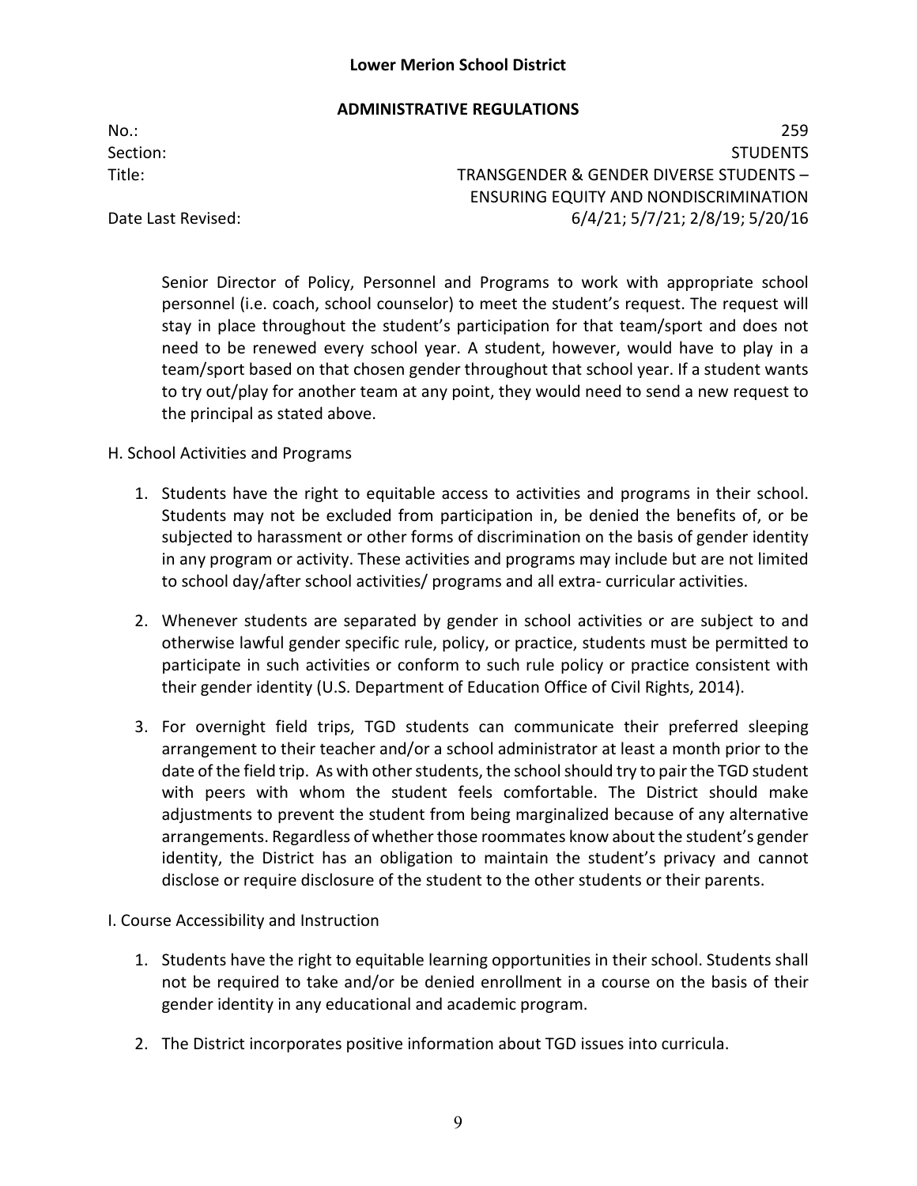Senior Director of Policy, Personnel and Programs to work with appropriate school personnel (i.e. coach, school counselor) to meet the student's request. The request will stay in place throughout the student's participation for that team/sport and does not need to be renewed every school year. A student, however, would have to play in a team/sport based on that chosen gender throughout that school year. If a student wants to try out/play for another team at any point, they would need to send a new request to the principal as stated above.

H. School Activities and Programs

1. Students have the right to equitable access to activities and programs in their school. Students may not be excluded from participation in, be denied the benefits of, or be subjected to harassment or other forms of discrimination on the basis of gender identity in any program or activity. These activities and programs may include but are not limited to school day/after school activities/ programs and all extra- curricular activities.

2. Whenever students are separated by gender in school activities or are subject to and otherwise lawful gender specific rule, policy, or practice, students must be permitted to participate in such activities or conform to such rule policy or practice consistent with their gender identity (U.S. Department of Education Office of Civil Rights, 2014).

3. For overnight field trips, TGD students can communicate their preferred sleeping arrangement to their teacher and/or a school administrator at least a month prior to the date of the field trip. As with other students, the school should try to pair the TGD student with peers with whom the student feels comfortable. The District should make adjustments to prevent the student from being marginalized because of any alternative arrangements. Regardless of whether those roommates know about the student's gender identity, the District has an obligation to maintain the student's privacy and cannot disclose or require disclosure of the student to the other students or their parents.

I. Course Accessibility and Instruction

1. Students have the right to equitable learning opportunities in their school. Students shall not be required to take and/or be denied enrollment in a course on the basis of their gender identity in any educational and academic program.

2. The District incorporates positive information about TGD issues into curricula.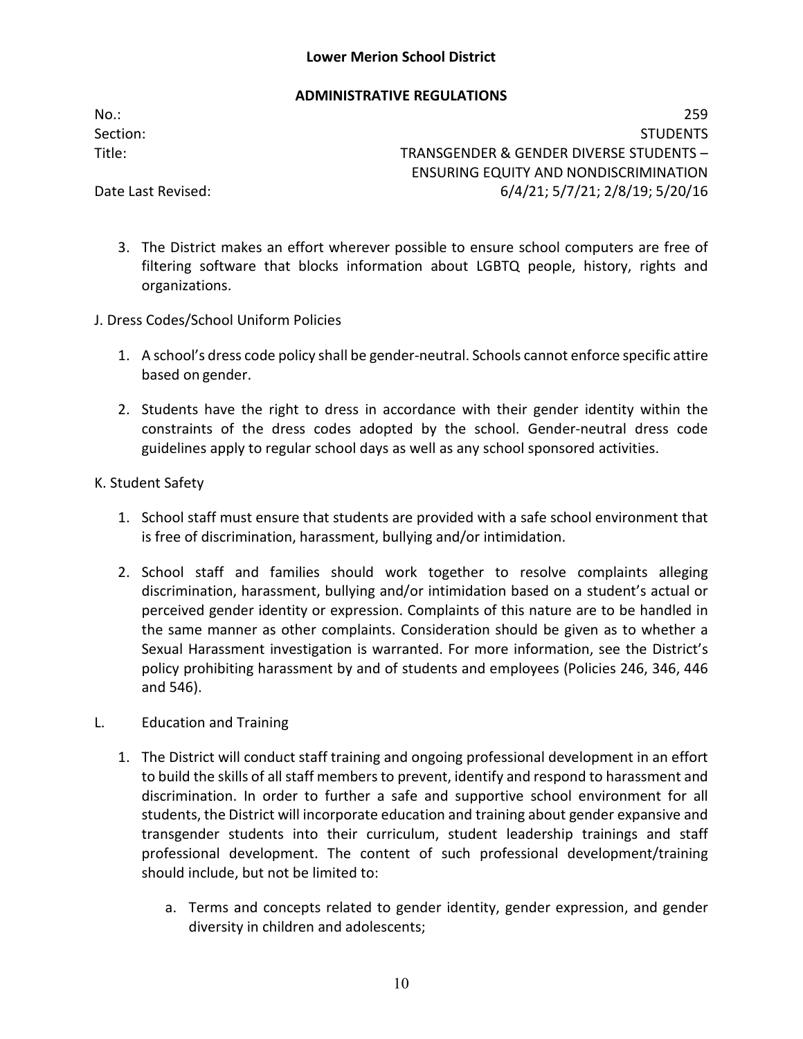3. The District makes an effort wherever possible to ensure school computers are free of filtering software that blocks information about LGBTQ people, history, rights and organizations.

J. Dress Codes/School Uniform Policies

1. A school's dress code policy shall be gender-neutral. Schools cannot enforce specific attire based on gender.

2. Students have the right to dress in accordance with their gender identity within the constraints of the dress codes adopted by the school. Gender-neutral dress code guidelines apply to regular school days as well as any school sponsored activities.

K. Student Safety

1. School staff must ensure that students are provided with a safe school environment that is free of discrimination, harassment, bullying and/or intimidation.

2. School staff and families should work together to resolve complaints alleging discrimination, harassment, bullying and/or intimidation based on a student's actual or perceived gender identity or expression. Complaints of this nature are to be handled in the same manner as other complaints. Consideration should be given as to whether a Sexual Harassment investigation is warranted. For more information, see the District's policy prohibiting harassment by and of students and employees (Policies 246, 346, 446 and 546).

L. Education and Training

1. The District will conduct staff training and ongoing professional development in an effort to build the skills of all staff members to prevent, identify and respond to harassment and discrimination. In order to further a safe and supportive school environment for all students, the District will incorporate education and training about gender expansive and transgender students into their curriculum, student leadership trainings and staff professional development. The content of such professional development/training should include, but not be limited to:

   a. Terms and concepts related to gender identity, gender expression, and gender diversity in children and adolescents;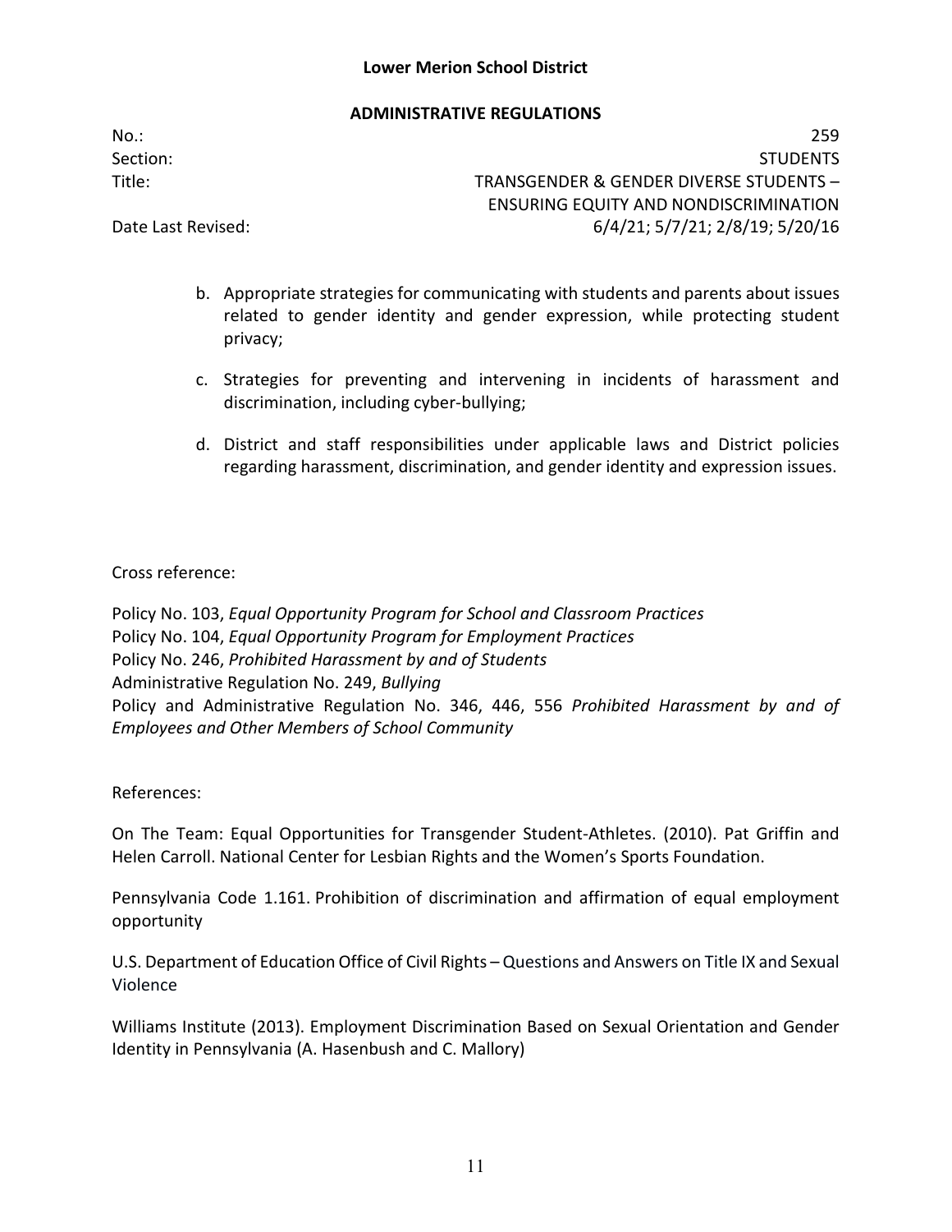b. Appropriate strategies for communicating with students and parents about issues related to gender identity and gender expression, while protecting student privacy;

c. Strategies for preventing and intervening in incidents of harassment and discrimination, including cyber-bullying;

d. District and staff responsibilities under applicable laws and District policies regarding harassment, discrimination, and gender identity and expression issues.

Cross reference:

Policy No. 103, *Equal Opportunity Program for School and Classroom Practices*
Policy No. 104, *Equal Opportunity Program for Employment Practices*
Policy No. 246, *Prohibited Harassment by and of Students*
Administrative Regulation No. 249, *Bullying*
Policy and Administrative Regulation No. 346, 446, 556 *Prohibited Harassment by and of Employees and Other Members of School Community*

References:

On The Team: Equal Opportunities for Transgender Student-Athletes. (2010). Pat Griffin and Helen Carroll. National Center for Lesbian Rights and the Women's Sports Foundation.

Pennsylvania Code 1.161. Prohibition of discrimination and affirmation of equal employment opportunity

U.S. Department of Education Office of Civil Rights – Questions and Answers on Title IX and Sexual Violence

Williams Institute (2013). Employment Discrimination Based on Sexual Orientation and Gender Identity in Pennsylvania (A. Hasenbush and C. Mallory)